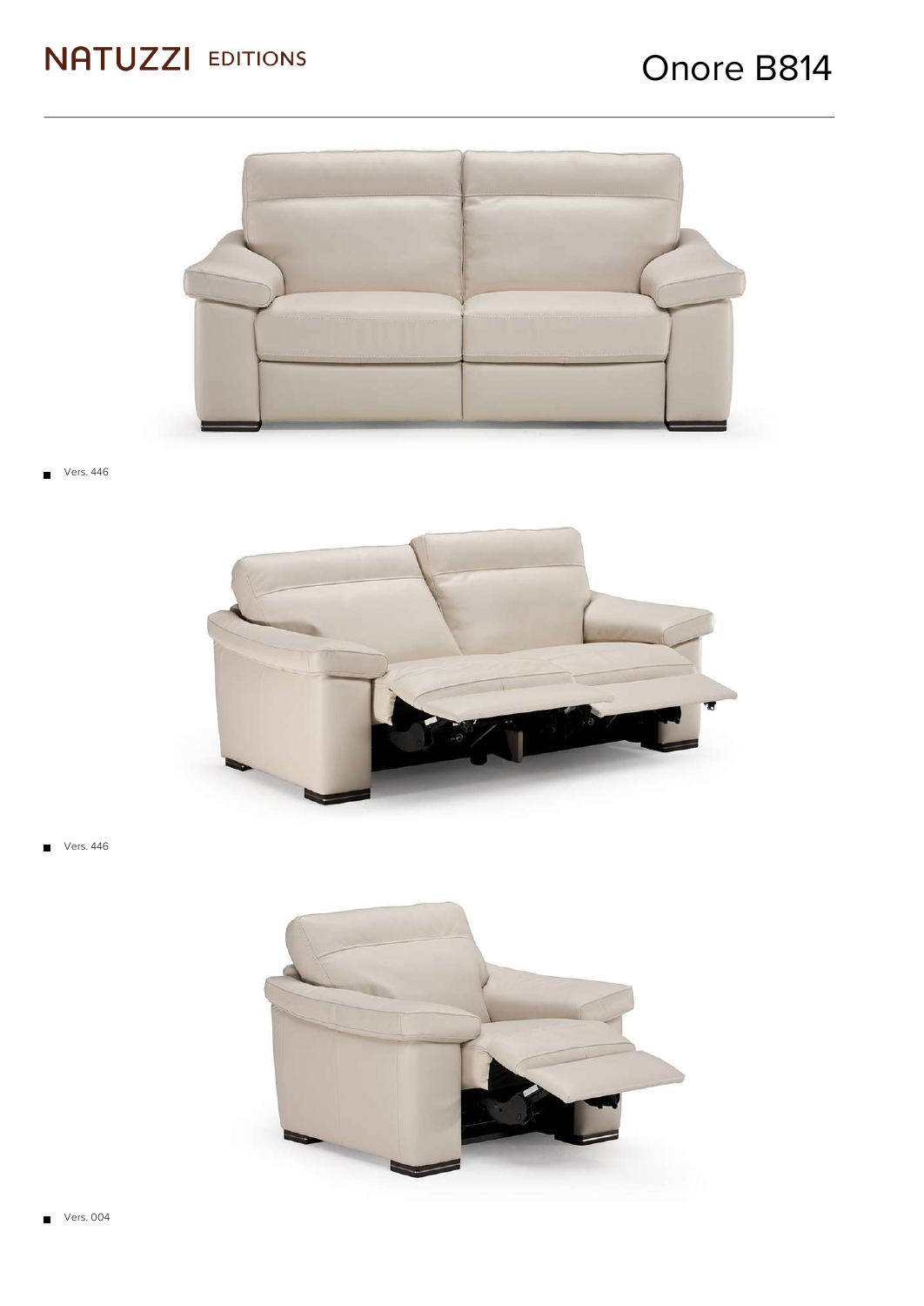NATUZZI EDITIONS

# Onore B814

- Vers. 446

- Vers. 446

- Vers. 004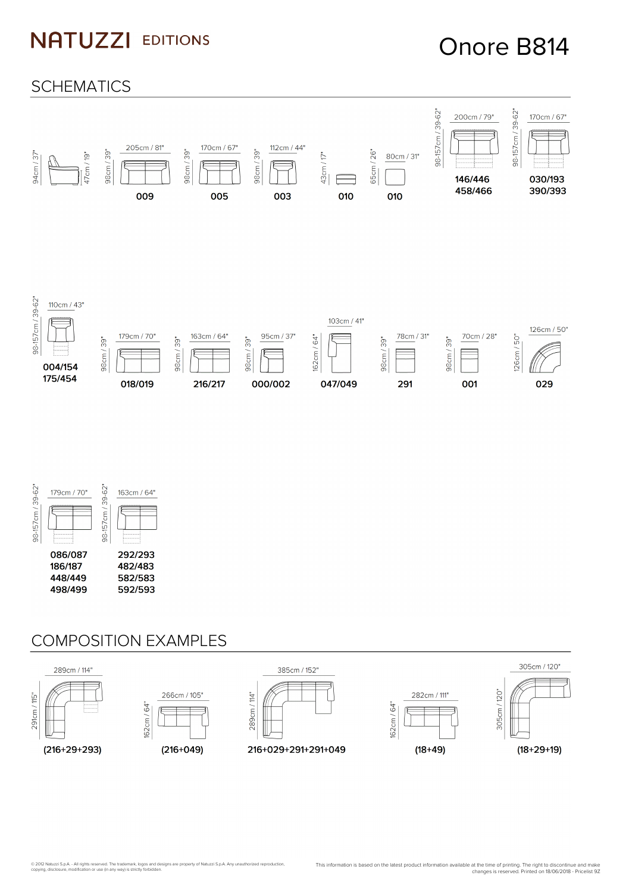# NATUZZI EDITIONS

# Onore B814

## SCHEMATICS

94cm / 37"

47cm / 19"

98cm / 39" — 205cm / 81" — **009**

98cm / 39" — 170cm / 67" — **005**

98cm / 39" — 112cm / 44" — **003**

43cm / 17" — **010**

65cm / 26" — 80cm / 31" — **010**

98-157cm / 39-62" — 200cm / 79" — **146/446 458/466**

98-157cm / 39-62" — 170cm / 67" — **030/193 390/393**

98-157cm / 39-62" — 110cm / 43" — **004/154 175/454**

98cm / 39" — 179cm / 70" — **018/019**

98cm / 39" — 163cm / 64" — **216/217**

98cm / 39" — 95cm / 37" — **000/002**

162cm / 64" — 103cm / 41" — **047/049**

98cm / 39" — 78cm / 31" — **291**

98cm / 39" — 70cm / 28" — **001**

126cm / 50" — 126cm / 50" — **029**

98-157cm / 39-62" — 179cm / 70" — **086/087 186/187 448/449 498/499**

98-157cm / 39-62" — 163cm / 64" — **292/293 482/483 582/583 592/593**

## COMPOSITION EXAMPLES

291cm / 115" — 289cm / 114" — **(216+29+293)**

162cm / 64" — 266cm / 105" — **(216+049)**

289cm / 114" — 385cm / 152" — **216+029+291+291+049**

162cm / 64" — 282cm / 111" — **(18+49)**

305cm / 120" — 305cm / 120" — **(18+29+19)**

© 2012 Natuzzi S.p.A. - All rights reserved. The trademark, logos and designs are property of Natuzzi S.p.A. Any unauthorized reproduction, copying, disclosure, modification or use (in any way) is strictly forbidden.

This information is based on the latest product information available at the time of printing. The right to discontinue and make changes is reserved. Printed on 18/06/2018 - Pricelist 9Z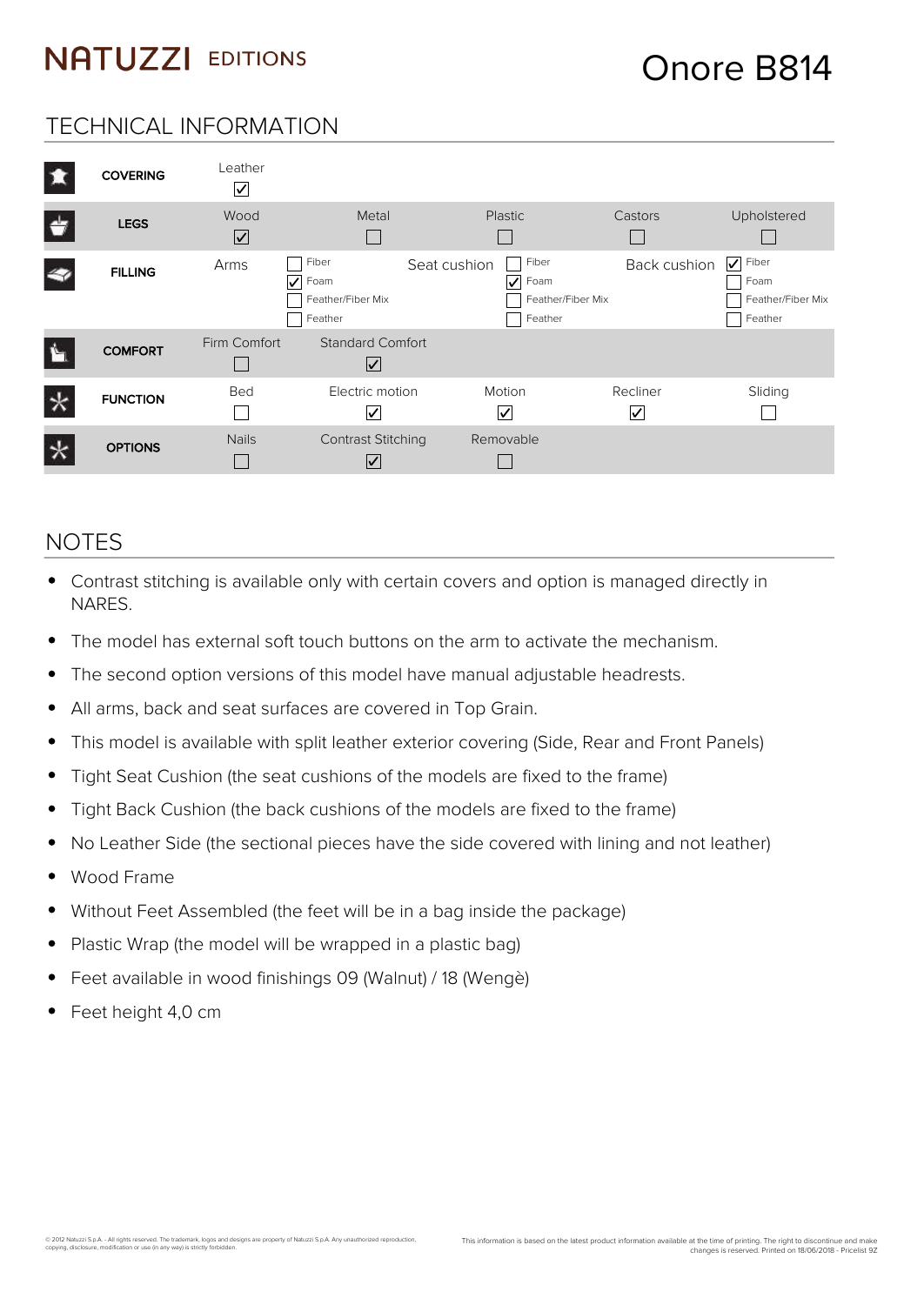NATUZZI EDITIONS

# Onore B814

## TECHNICAL INFORMATION

| | | | | | |
|---|---|---|---|---|---|
| **COVERING** | Leather ☑ | | | | |
| **LEGS** | Wood ☑ | Metal ☐ | Plastic ☐ | Castors ☐ | Upholstered ☐ |
| **FILLING** | Arms | ☐ Fiber<br>☑ Foam<br>☐ Feather/Fiber Mix<br>☐ Feather | Seat cushion | ☐ Fiber<br>☑ Foam<br>☐ Feather/Fiber Mix<br>☐ Feather | Back cushion: ☑ Fiber<br>☐ Foam<br>☐ Feather/Fiber Mix<br>☐ Feather |
| **COMFORT** | Firm Comfort ☐ | Standard Comfort ☑ | | | |
| **FUNCTION** | Bed ☐ | Electric motion ☑ | Motion ☑ | Recliner ☑ | Sliding ☐ |
| **OPTIONS** | Nails ☐ | Contrast Stitching ☑ | Removable ☐ | | |

## NOTES

- Contrast stitching is available only with certain covers and option is managed directly in NARES.
- The model has external soft touch buttons on the arm to activate the mechanism.
- The second option versions of this model have manual adjustable headrests.
- All arms, back and seat surfaces are covered in Top Grain.
- This model is available with split leather exterior covering (Side, Rear and Front Panels)
- Tight Seat Cushion (the seat cushions of the models are fixed to the frame)
- Tight Back Cushion (the back cushions of the models are fixed to the frame)
- No Leather Side (the sectional pieces have the side covered with lining and not leather)
- Wood Frame
- Without Feet Assembled (the feet will be in a bag inside the package)
- Plastic Wrap (the model will be wrapped in a plastic bag)
- Feet available in wood finishings 09 (Walnut) / 18 (Wengè)
- Feet height 4,0 cm

© 2012 Natuzzi S.p.A. - All rights reserved. The trademark, logos and designs are property of Natuzzi S.p.A. Any unauthorized reproduction, copying, disclosure, modification or use (in any way) is strictly forbidden.

This information is based on the latest product information available at the time of printing. The right to discontinue and make changes is reserved. Printed on 18/06/2018 - Pricelist 9Z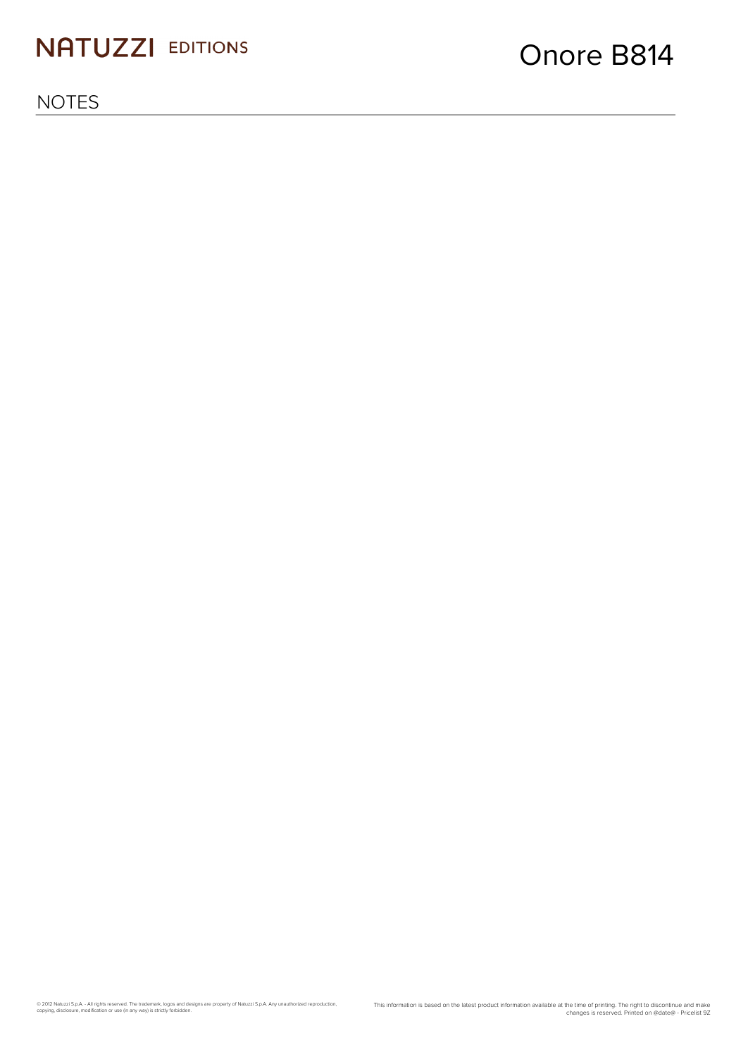# NOTES